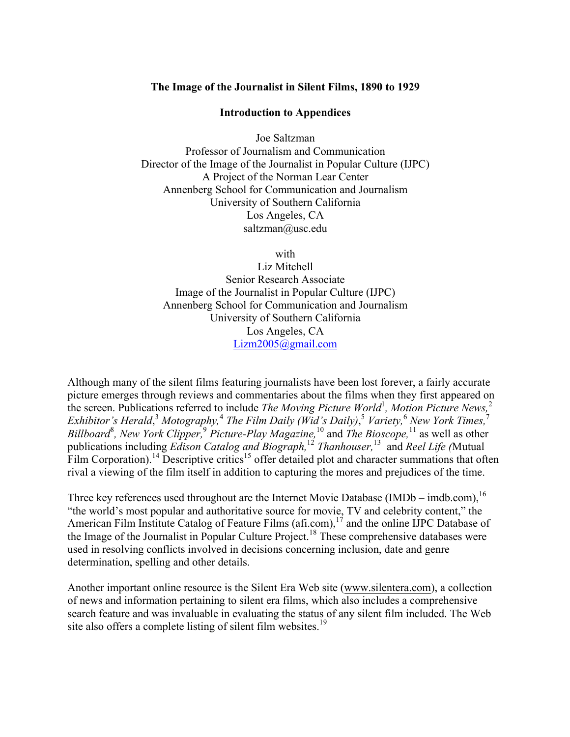**The Image of the Journalist in Silent Films, 1890 to 1929**

**Introduction to Appendices**

Joe Saltzman
Professor of Journalism and Communication
Director of the Image of the Journalist in Popular Culture (IJPC)
A Project of the Norman Lear Center
Annenberg School for Communication and Journalism
University of Southern California
Los Angeles, CA
saltzman@usc.edu

with
Liz Mitchell
Senior Research Associate
Image of the Journalist in Popular Culture (IJPC)
Annenberg School for Communication and Journalism
University of Southern California
Los Angeles, CA
Lizm2005@gmail.com

Although many of the silent films featuring journalists have been lost forever, a fairly accurate picture emerges through reviews and commentaries about the films when they first appeared on the screen. Publications referred to include *The Moving Picture World*[1], *Motion Picture News,*[2] *Exhibitor's Herald*,[3] *Motography,*[4] *The Film Daily (Wid's Daily)*,[5] *Variety,*[6] *New York Times,*[7] *Billboard*[8], *New York Clipper,*[9] *Picture-Play Magazine,*[10] and *The Bioscope,*[11] as well as other publications including *Edison Catalog and Biograph,*[12] *Thanhouser,*[13] and *Reel Life (*Mutual Film Corporation).[14] Descriptive critics[15] offer detailed plot and character summations that often rival a viewing of the film itself in addition to capturing the mores and prejudices of the time.

Three key references used throughout are the Internet Movie Database (IMDb – imdb.com),[16] "the world's most popular and authoritative source for movie, TV and celebrity content," the American Film Institute Catalog of Feature Films (afi.com),[17] and the online IJPC Database of the Image of the Journalist in Popular Culture Project.[18] These comprehensive databases were used in resolving conflicts involved in decisions concerning inclusion, date and genre determination, spelling and other details.

Another important online resource is the Silent Era Web site (www.silentera.com), a collection of news and information pertaining to silent era films, which also includes a comprehensive search feature and was invaluable in evaluating the status of any silent film included. The Web site also offers a complete listing of silent film websites.[19]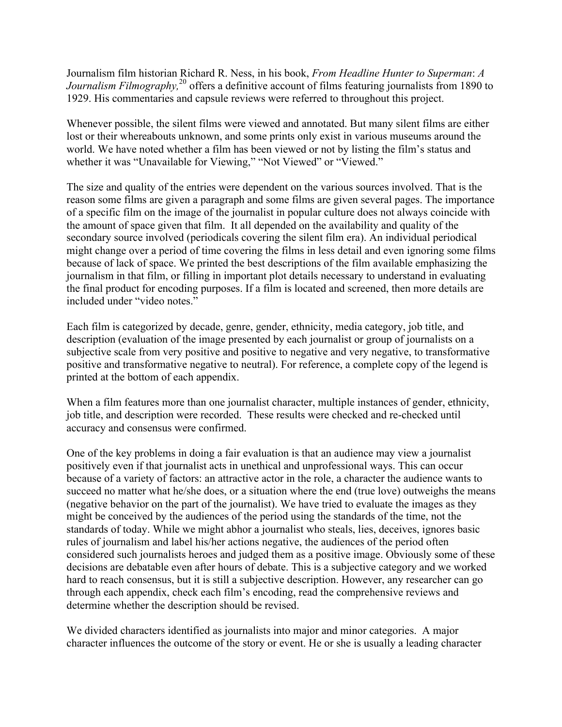Journalism film historian Richard R. Ness, in his book, *From Headline Hunter to Superman*: *A Journalism Filmography,*[20] offers a definitive account of films featuring journalists from 1890 to 1929. His commentaries and capsule reviews were referred to throughout this project.

Whenever possible, the silent films were viewed and annotated. But many silent films are either lost or their whereabouts unknown, and some prints only exist in various museums around the world. We have noted whether a film has been viewed or not by listing the film's status and whether it was "Unavailable for Viewing," "Not Viewed" or "Viewed."

The size and quality of the entries were dependent on the various sources involved. That is the reason some films are given a paragraph and some films are given several pages. The importance of a specific film on the image of the journalist in popular culture does not always coincide with the amount of space given that film. It all depended on the availability and quality of the secondary source involved (periodicals covering the silent film era). An individual periodical might change over a period of time covering the films in less detail and even ignoring some films because of lack of space. We printed the best descriptions of the film available emphasizing the journalism in that film, or filling in important plot details necessary to understand in evaluating the final product for encoding purposes. If a film is located and screened, then more details are included under "video notes."

Each film is categorized by decade, genre, gender, ethnicity, media category, job title, and description (evaluation of the image presented by each journalist or group of journalists on a subjective scale from very positive and positive to negative and very negative, to transformative positive and transformative negative to neutral). For reference, a complete copy of the legend is printed at the bottom of each appendix.

When a film features more than one journalist character, multiple instances of gender, ethnicity, job title, and description were recorded. These results were checked and re-checked until accuracy and consensus were confirmed.

One of the key problems in doing a fair evaluation is that an audience may view a journalist positively even if that journalist acts in unethical and unprofessional ways. This can occur because of a variety of factors: an attractive actor in the role, a character the audience wants to succeed no matter what he/she does, or a situation where the end (true love) outweighs the means (negative behavior on the part of the journalist). We have tried to evaluate the images as they might be conceived by the audiences of the period using the standards of the time, not the standards of today. While we might abhor a journalist who steals, lies, deceives, ignores basic rules of journalism and label his/her actions negative, the audiences of the period often considered such journalists heroes and judged them as a positive image. Obviously some of these decisions are debatable even after hours of debate. This is a subjective category and we worked hard to reach consensus, but it is still a subjective description. However, any researcher can go through each appendix, check each film's encoding, read the comprehensive reviews and determine whether the description should be revised.

We divided characters identified as journalists into major and minor categories. A major character influences the outcome of the story or event. He or she is usually a leading character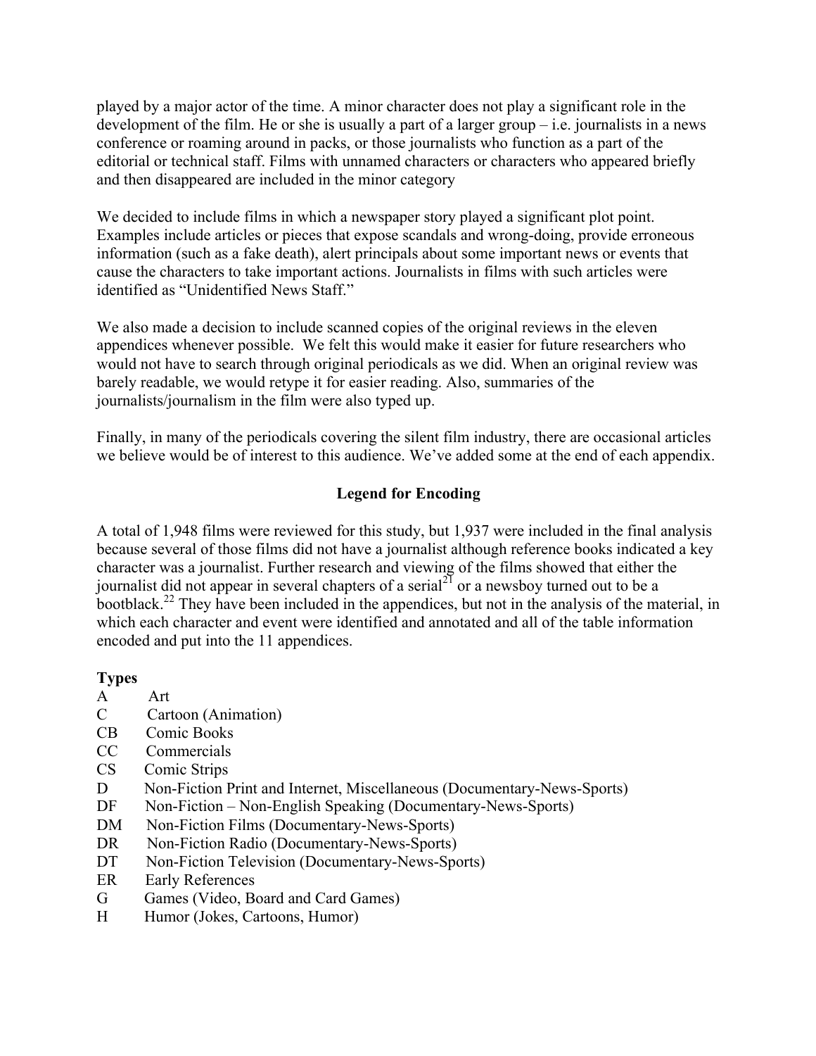played by a major actor of the time. A minor character does not play a significant role in the development of the film. He or she is usually a part of a larger group – i.e. journalists in a news conference or roaming around in packs, or those journalists who function as a part of the editorial or technical staff. Films with unnamed characters or characters who appeared briefly and then disappeared are included in the minor category

We decided to include films in which a newspaper story played a significant plot point. Examples include articles or pieces that expose scandals and wrong-doing, provide erroneous information (such as a fake death), alert principals about some important news or events that cause the characters to take important actions. Journalists in films with such articles were identified as "Unidentified News Staff."

We also made a decision to include scanned copies of the original reviews in the eleven appendices whenever possible. We felt this would make it easier for future researchers who would not have to search through original periodicals as we did. When an original review was barely readable, we would retype it for easier reading. Also, summaries of the journalists/journalism in the film were also typed up.

Finally, in many of the periodicals covering the silent film industry, there are occasional articles we believe would be of interest to this audience. We've added some at the end of each appendix.

## Legend for Encoding

A total of 1,948 films were reviewed for this study, but 1,937 were included in the final analysis because several of those films did not have a journalist although reference books indicated a key character was a journalist. Further research and viewing of the films showed that either the journalist did not appear in several chapters of a serial[21] or a newsboy turned out to be a bootblack.[22] They have been included in the appendices, but not in the analysis of the material, in which each character and event were identified and annotated and all of the table information encoded and put into the 11 appendices.

**Types**

- A Art
- C Cartoon (Animation)
- CB Comic Books
- CC Commercials
- CS Comic Strips
- D Non-Fiction Print and Internet, Miscellaneous (Documentary-News-Sports)
- DF Non-Fiction – Non-English Speaking (Documentary-News-Sports)
- DM Non-Fiction Films (Documentary-News-Sports)
- DR Non-Fiction Radio (Documentary-News-Sports)
- DT Non-Fiction Television (Documentary-News-Sports)
- ER Early References
- G Games (Video, Board and Card Games)
- H Humor (Jokes, Cartoons, Humor)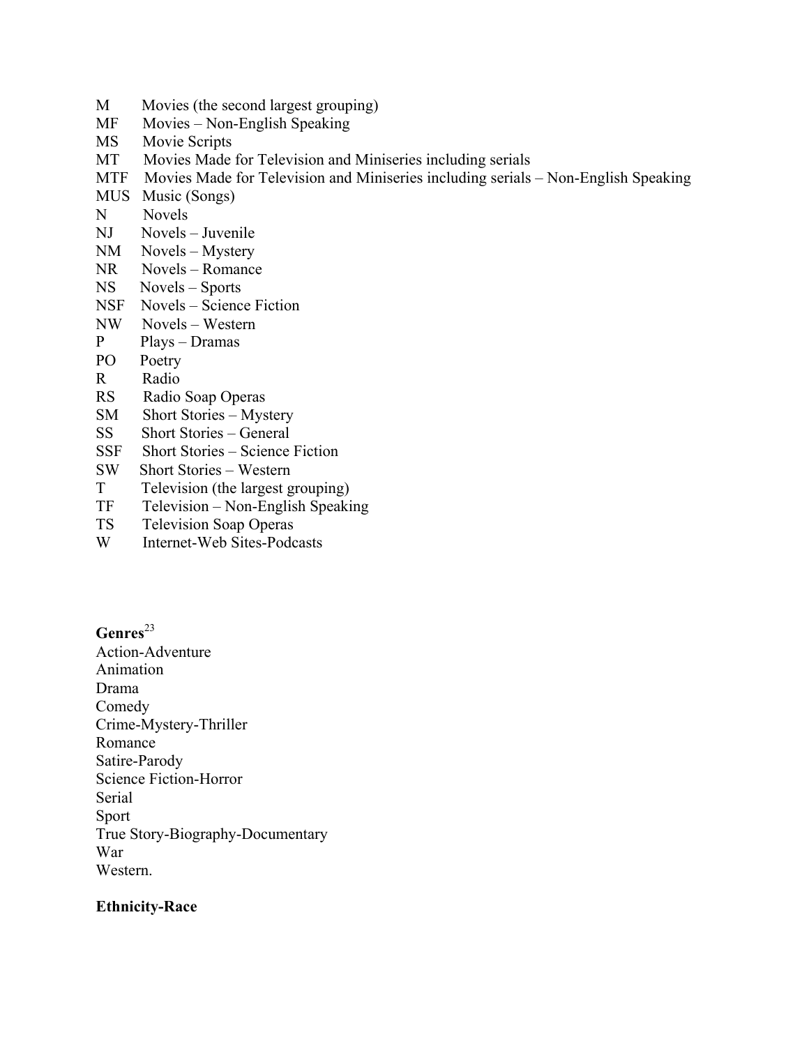M Movies (the second largest grouping)
MF Movies – Non-English Speaking
MS Movie Scripts
MT Movies Made for Television and Miniseries including serials
MTF Movies Made for Television and Miniseries including serials – Non-English Speaking
MUS Music (Songs)
N Novels
NJ Novels – Juvenile
NM Novels – Mystery
NR Novels – Romance
NS Novels – Sports
NSF Novels – Science Fiction
NW Novels – Western
P Plays – Dramas
PO Poetry
R Radio
RS Radio Soap Operas
SM Short Stories – Mystery
SS Short Stories – General
SSF Short Stories – Science Fiction
SW Short Stories – Western
T Television (the largest grouping)
TF Television – Non-English Speaking
TS Television Soap Operas
W Internet-Web Sites-Podcasts

**Genres**[23]

Action-Adventure
Animation
Drama
Comedy
Crime-Mystery-Thriller
Romance
Satire-Parody
Science Fiction-Horror
Serial
Sport
True Story-Biography-Documentary
War
Western.

**Ethnicity-Race**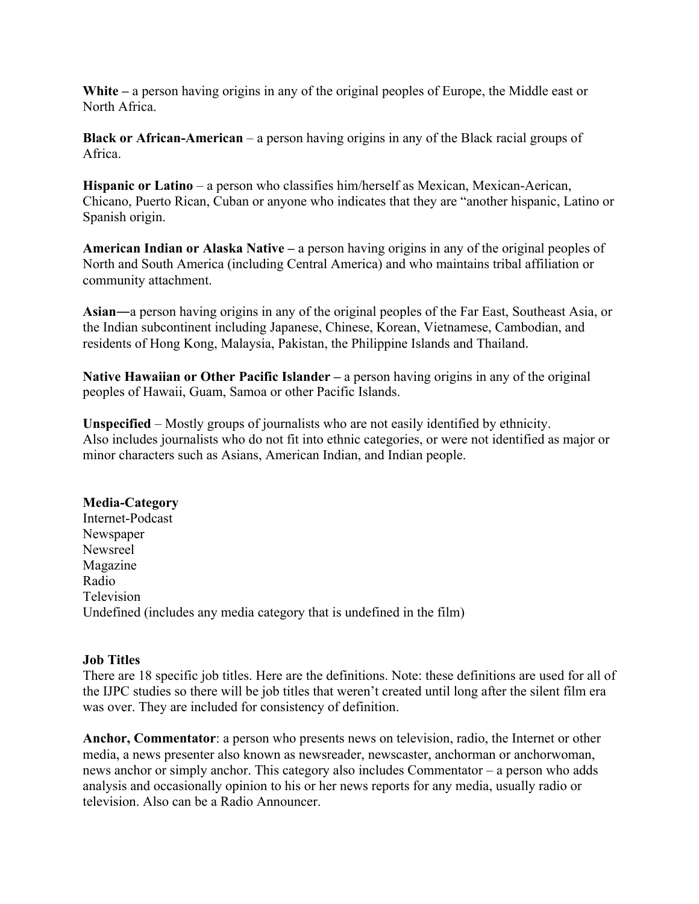**White –** a person having origins in any of the original peoples of Europe, the Middle east or North Africa.

**Black or African-American** – a person having origins in any of the Black racial groups of Africa.

**Hispanic or Latino** – a person who classifies him/herself as Mexican, Mexican-Aerican, Chicano, Puerto Rican, Cuban or anyone who indicates that they are "another hispanic, Latino or Spanish origin.

**American Indian or Alaska Native –** a person having origins in any of the original peoples of North and South America (including Central America) and who maintains tribal affiliation or community attachment.

**Asian—**a person having origins in any of the original peoples of the Far East, Southeast Asia, or the Indian subcontinent including Japanese, Chinese, Korean, Vietnamese, Cambodian, and residents of Hong Kong, Malaysia, Pakistan, the Philippine Islands and Thailand.

**Native Hawaiian or Other Pacific Islander –** a person having origins in any of the original peoples of Hawaii, Guam, Samoa or other Pacific Islands.

**Unspecified** – Mostly groups of journalists who are not easily identified by ethnicity. Also includes journalists who do not fit into ethnic categories, or were not identified as major or minor characters such as Asians, American Indian, and Indian people.

**Media-Category**
Internet-Podcast
Newspaper
Newsreel
Magazine
Radio
Television
Undefined (includes any media category that is undefined in the film)

**Job Titles**
There are 18 specific job titles. Here are the definitions. Note: these definitions are used for all of the IJPC studies so there will be job titles that weren't created until long after the silent film era was over. They are included for consistency of definition.

**Anchor, Commentator**: a person who presents news on television, radio, the Internet or other media, a news presenter also known as newsreader, newscaster, anchorman or anchorwoman, news anchor or simply anchor. This category also includes Commentator – a person who adds analysis and occasionally opinion to his or her news reports for any media, usually radio or television. Also can be a Radio Announcer.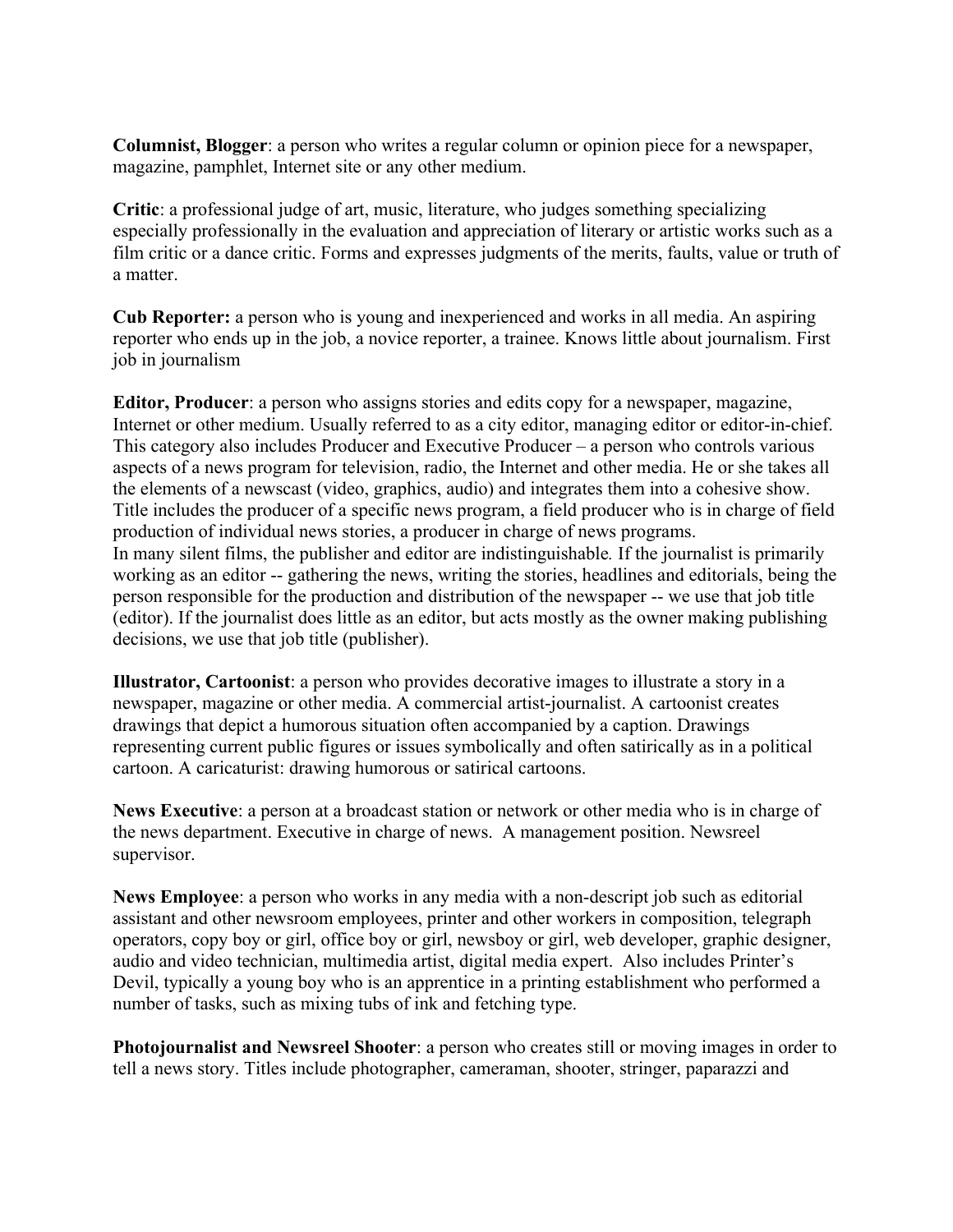**Columnist, Blogger**: a person who writes a regular column or opinion piece for a newspaper, magazine, pamphlet, Internet site or any other medium.

**Critic**: a professional judge of art, music, literature, who judges something specializing especially professionally in the evaluation and appreciation of literary or artistic works such as a film critic or a dance critic. Forms and expresses judgments of the merits, faults, value or truth of a matter.

**Cub Reporter:** a person who is young and inexperienced and works in all media. An aspiring reporter who ends up in the job, a novice reporter, a trainee. Knows little about journalism. First job in journalism

**Editor, Producer**: a person who assigns stories and edits copy for a newspaper, magazine, Internet or other medium. Usually referred to as a city editor, managing editor or editor-in-chief. This category also includes Producer and Executive Producer – a person who controls various aspects of a news program for television, radio, the Internet and other media. He or she takes all the elements of a newscast (video, graphics, audio) and integrates them into a cohesive show. Title includes the producer of a specific news program, a field producer who is in charge of field production of individual news stories, a producer in charge of news programs.
In many silent films, the publisher and editor are indistinguishable. If the journalist is primarily working as an editor -- gathering the news, writing the stories, headlines and editorials, being the person responsible for the production and distribution of the newspaper -- we use that job title (editor). If the journalist does little as an editor, but acts mostly as the owner making publishing decisions, we use that job title (publisher).

**Illustrator, Cartoonist**: a person who provides decorative images to illustrate a story in a newspaper, magazine or other media. A commercial artist-journalist. A cartoonist creates drawings that depict a humorous situation often accompanied by a caption. Drawings representing current public figures or issues symbolically and often satirically as in a political cartoon. A caricaturist: drawing humorous or satirical cartoons.

**News Executive**: a person at a broadcast station or network or other media who is in charge of the news department. Executive in charge of news. A management position. Newsreel supervisor.

**News Employee**: a person who works in any media with a non-descript job such as editorial assistant and other newsroom employees, printer and other workers in composition, telegraph operators, copy boy or girl, office boy or girl, newsboy or girl, web developer, graphic designer, audio and video technician, multimedia artist, digital media expert. Also includes Printer's Devil, typically a young boy who is an apprentice in a printing establishment who performed a number of tasks, such as mixing tubs of ink and fetching type.

**Photojournalist and Newsreel Shooter**: a person who creates still or moving images in order to tell a news story. Titles include photographer, cameraman, shooter, stringer, paparazzi and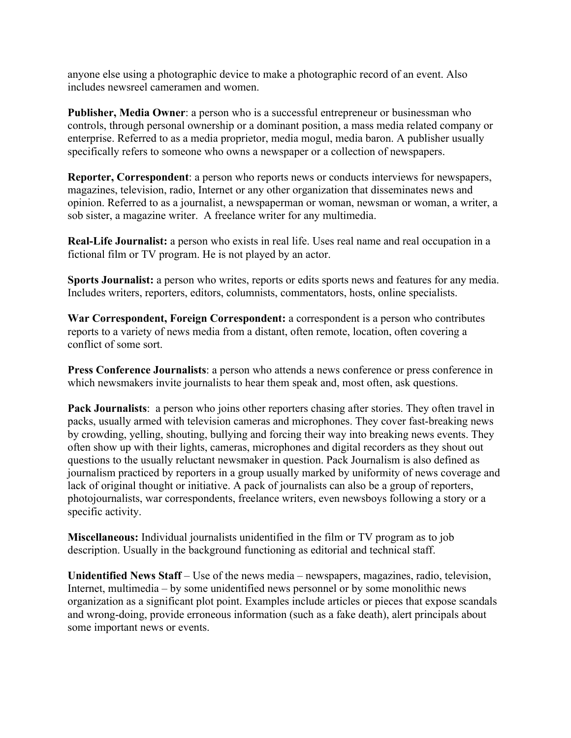anyone else using a photographic device to make a photographic record of an event. Also includes newsreel cameramen and women.

**Publisher, Media Owner**: a person who is a successful entrepreneur or businessman who controls, through personal ownership or a dominant position, a mass media related company or enterprise. Referred to as a media proprietor, media mogul, media baron. A publisher usually specifically refers to someone who owns a newspaper or a collection of newspapers.

**Reporter, Correspondent**: a person who reports news or conducts interviews for newspapers, magazines, television, radio, Internet or any other organization that disseminates news and opinion. Referred to as a journalist, a newspaperman or woman, newsman or woman, a writer, a sob sister, a magazine writer. A freelance writer for any multimedia.

**Real-Life Journalist:** a person who exists in real life. Uses real name and real occupation in a fictional film or TV program. He is not played by an actor.

**Sports Journalist:** a person who writes, reports or edits sports news and features for any media. Includes writers, reporters, editors, columnists, commentators, hosts, online specialists.

**War Correspondent, Foreign Correspondent:** a correspondent is a person who contributes reports to a variety of news media from a distant, often remote, location, often covering a conflict of some sort.

**Press Conference Journalists**: a person who attends a news conference or press conference in which newsmakers invite journalists to hear them speak and, most often, ask questions.

**Pack Journalists**: a person who joins other reporters chasing after stories. They often travel in packs, usually armed with television cameras and microphones. They cover fast-breaking news by crowding, yelling, shouting, bullying and forcing their way into breaking news events. They often show up with their lights, cameras, microphones and digital recorders as they shout out questions to the usually reluctant newsmaker in question. Pack Journalism is also defined as journalism practiced by reporters in a group usually marked by uniformity of news coverage and lack of original thought or initiative. A pack of journalists can also be a group of reporters, photojournalists, war correspondents, freelance writers, even newsboys following a story or a specific activity.

**Miscellaneous:** Individual journalists unidentified in the film or TV program as to job description. Usually in the background functioning as editorial and technical staff.

**Unidentified News Staff** – Use of the news media – newspapers, magazines, radio, television, Internet, multimedia – by some unidentified news personnel or by some monolithic news organization as a significant plot point. Examples include articles or pieces that expose scandals and wrong-doing, provide erroneous information (such as a fake death), alert principals about some important news or events.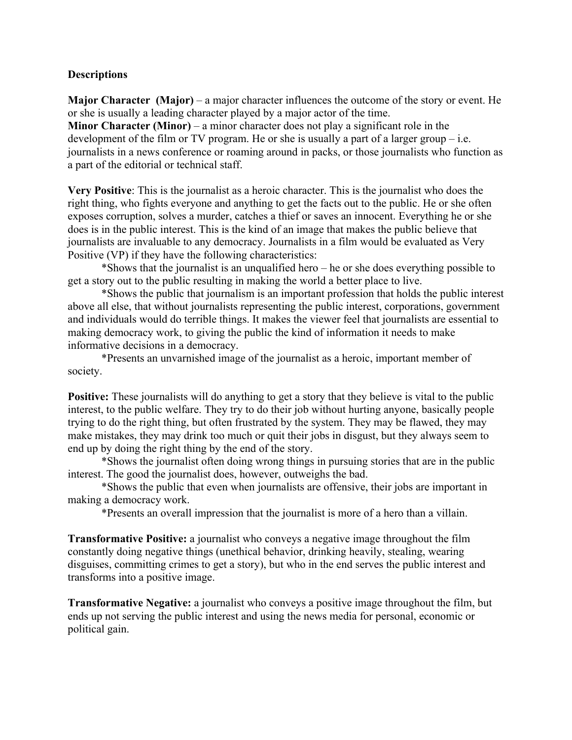**Descriptions**

**Major Character (Major)** – a major character influences the outcome of the story or event. He or she is usually a leading character played by a major actor of the time.
**Minor Character (Minor)** – a minor character does not play a significant role in the development of the film or TV program. He or she is usually a part of a larger group – i.e. journalists in a news conference or roaming around in packs, or those journalists who function as a part of the editorial or technical staff.

**Very Positive**: This is the journalist as a heroic character. This is the journalist who does the right thing, who fights everyone and anything to get the facts out to the public. He or she often exposes corruption, solves a murder, catches a thief or saves an innocent. Everything he or she does is in the public interest. This is the kind of an image that makes the public believe that journalists are invaluable to any democracy. Journalists in a film would be evaluated as Very Positive (VP) if they have the following characteristics:

*Shows that the journalist is an unqualified hero – he or she does everything possible to get a story out to the public resulting in making the world a better place to live.

*Shows the public that journalism is an important profession that holds the public interest above all else, that without journalists representing the public interest, corporations, government and individuals would do terrible things. It makes the viewer feel that journalists are essential to making democracy work, to giving the public the kind of information it needs to make informative decisions in a democracy.

*Presents an unvarnished image of the journalist as a heroic, important member of society.

**Positive:** These journalists will do anything to get a story that they believe is vital to the public interest, to the public welfare. They try to do their job without hurting anyone, basically people trying to do the right thing, but often frustrated by the system. They may be flawed, they may make mistakes, they may drink too much or quit their jobs in disgust, but they always seem to end up by doing the right thing by the end of the story.

*Shows the journalist often doing wrong things in pursuing stories that are in the public interest. The good the journalist does, however, outweighs the bad.

*Shows the public that even when journalists are offensive, their jobs are important in making a democracy work.

*Presents an overall impression that the journalist is more of a hero than a villain.

**Transformative Positive:** a journalist who conveys a negative image throughout the film constantly doing negative things (unethical behavior, drinking heavily, stealing, wearing disguises, committing crimes to get a story), but who in the end serves the public interest and transforms into a positive image.

**Transformative Negative:** a journalist who conveys a positive image throughout the film, but ends up not serving the public interest and using the news media for personal, economic or political gain.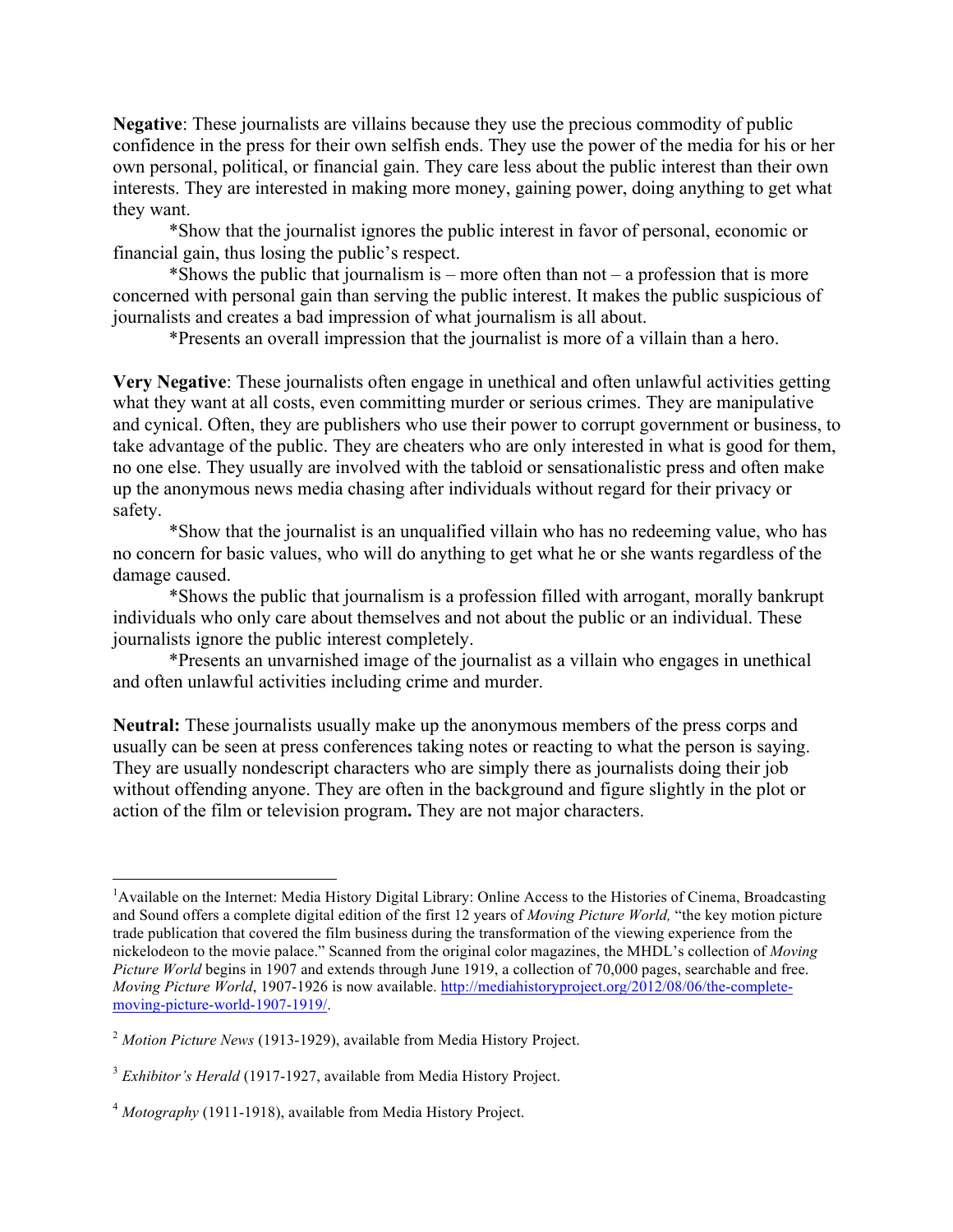**Negative**: These journalists are villains because they use the precious commodity of public confidence in the press for their own selfish ends. They use the power of the media for his or her own personal, political, or financial gain. They care less about the public interest than their own interests. They are interested in making more money, gaining power, doing anything to get what they want.

*Show that the journalist ignores the public interest in favor of personal, economic or financial gain, thus losing the public's respect.

*Shows the public that journalism is – more often than not – a profession that is more concerned with personal gain than serving the public interest. It makes the public suspicious of journalists and creates a bad impression of what journalism is all about.

*Presents an overall impression that the journalist is more of a villain than a hero.

**Very Negative**: These journalists often engage in unethical and often unlawful activities getting what they want at all costs, even committing murder or serious crimes. They are manipulative and cynical. Often, they are publishers who use their power to corrupt government or business, to take advantage of the public. They are cheaters who are only interested in what is good for them, no one else. They usually are involved with the tabloid or sensationalistic press and often make up the anonymous news media chasing after individuals without regard for their privacy or safety.

*Show that the journalist is an unqualified villain who has no redeeming value, who has no concern for basic values, who will do anything to get what he or she wants regardless of the damage caused.

*Shows the public that journalism is a profession filled with arrogant, morally bankrupt individuals who only care about themselves and not about the public or an individual. These journalists ignore the public interest completely.

*Presents an unvarnished image of the journalist as a villain who engages in unethical and often unlawful activities including crime and murder.

**Neutral:** These journalists usually make up the anonymous members of the press corps and usually can be seen at press conferences taking notes or reacting to what the person is saying. They are usually nondescript characters who are simply there as journalists doing their job without offending anyone. They are often in the background and figure slightly in the plot or action of the film or television program**.** They are not major characters.

---

[1]Available on the Internet: Media History Digital Library: Online Access to the Histories of Cinema, Broadcasting and Sound offers a complete digital edition of the first 12 years of *Moving Picture World,* "the key motion picture trade publication that covered the film business during the transformation of the viewing experience from the nickelodeon to the movie palace." Scanned from the original color magazines, the MHDL's collection of *Moving Picture World* begins in 1907 and extends through June 1919, a collection of 70,000 pages, searchable and free. *Moving Picture World*, 1907-1926 is now available. http://mediahistoryproject.org/2012/08/06/the-complete-moving-picture-world-1907-1919/.

[2] *Motion Picture News* (1913-1929), available from Media History Project.

[3] *Exhibitor's Herald* (1917-1927, available from Media History Project.

[4] *Motography* (1911-1918), available from Media History Project.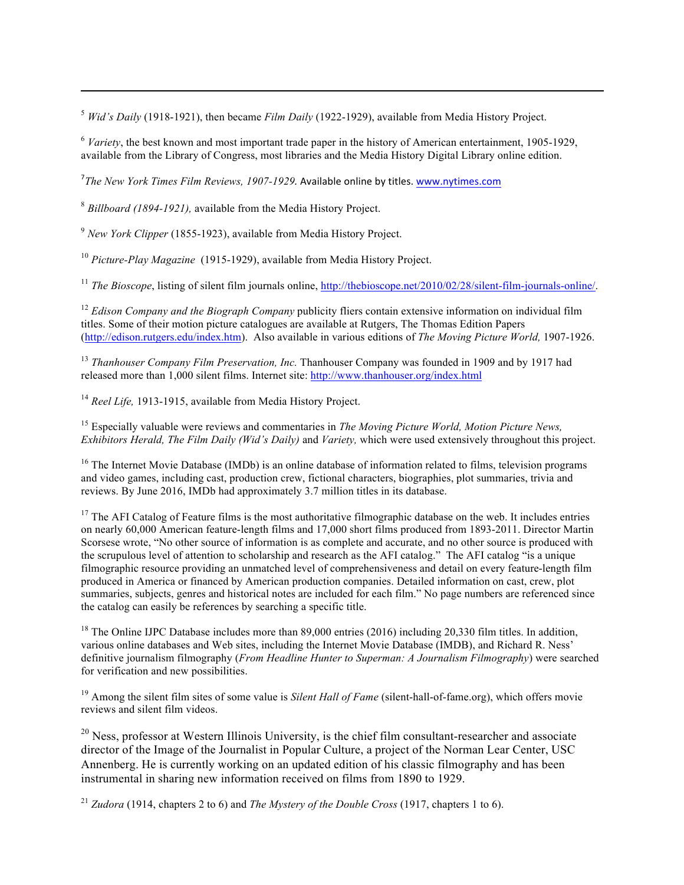[5] *Wid's Daily* (1918-1921), then became *Film Daily* (1922-1929), available from Media History Project.

[6] *Variety*, the best known and most important trade paper in the history of American entertainment, 1905-1929, available from the Library of Congress, most libraries and the Media History Digital Library online edition.

[7] *The New York Times Film Reviews, 1907-1929.* Available online by titles. www.nytimes.com

[8] *Billboard (1894-1921),* available from the Media History Project.

[9] *New York Clipper* (1855-1923), available from Media History Project.

[10] *Picture-Play Magazine* (1915-1929), available from Media History Project.

[11] *The Bioscope*, listing of silent film journals online, http://thebioscope.net/2010/02/28/silent-film-journals-online/.

[12] *Edison Company and the Biograph Company* publicity fliers contain extensive information on individual film titles. Some of their motion picture catalogues are available at Rutgers, The Thomas Edition Papers (http://edison.rutgers.edu/index.htm). Also available in various editions of *The Moving Picture World,* 1907-1926.

[13] *Thanhouser Company Film Preservation, Inc.* Thanhouser Company was founded in 1909 and by 1917 had released more than 1,000 silent films. Internet site: http://www.thanhouser.org/index.html

[14] *Reel Life,* 1913-1915, available from Media History Project.

[15] Especially valuable were reviews and commentaries in *The Moving Picture World, Motion Picture News, Exhibitors Herald, The Film Daily (Wid's Daily)* and *Variety,* which were used extensively throughout this project.

[16] The Internet Movie Database (IMDb) is an online database of information related to films, television programs and video games, including cast, production crew, fictional characters, biographies, plot summaries, trivia and reviews. By June 2016, IMDb had approximately 3.7 million titles in its database.

[17] The AFI Catalog of Feature films is the most authoritative filmographic database on the web. It includes entries on nearly 60,000 American feature-length films and 17,000 short films produced from 1893-2011. Director Martin Scorsese wrote, "No other source of information is as complete and accurate, and no other source is produced with the scrupulous level of attention to scholarship and research as the AFI catalog." The AFI catalog "is a unique filmographic resource providing an unmatched level of comprehensiveness and detail on every feature-length film produced in America or financed by American production companies. Detailed information on cast, crew, plot summaries, subjects, genres and historical notes are included for each film." No page numbers are referenced since the catalog can easily be references by searching a specific title.

[18] The Online IJPC Database includes more than 89,000 entries (2016) including 20,330 film titles. In addition, various online databases and Web sites, including the Internet Movie Database (IMDB), and Richard R. Ness' definitive journalism filmography (*From Headline Hunter to Superman: A Journalism Filmography*) were searched for verification and new possibilities.

[19] Among the silent film sites of some value is *Silent Hall of Fame* (silent-hall-of-fame.org), which offers movie reviews and silent film videos.

[20] Ness, professor at Western Illinois University, is the chief film consultant-researcher and associate director of the Image of the Journalist in Popular Culture, a project of the Norman Lear Center, USC Annenberg. He is currently working on an updated edition of his classic filmography and has been instrumental in sharing new information received on films from 1890 to 1929.

[21] *Zudora* (1914, chapters 2 to 6) and *The Mystery of the Double Cross* (1917, chapters 1 to 6).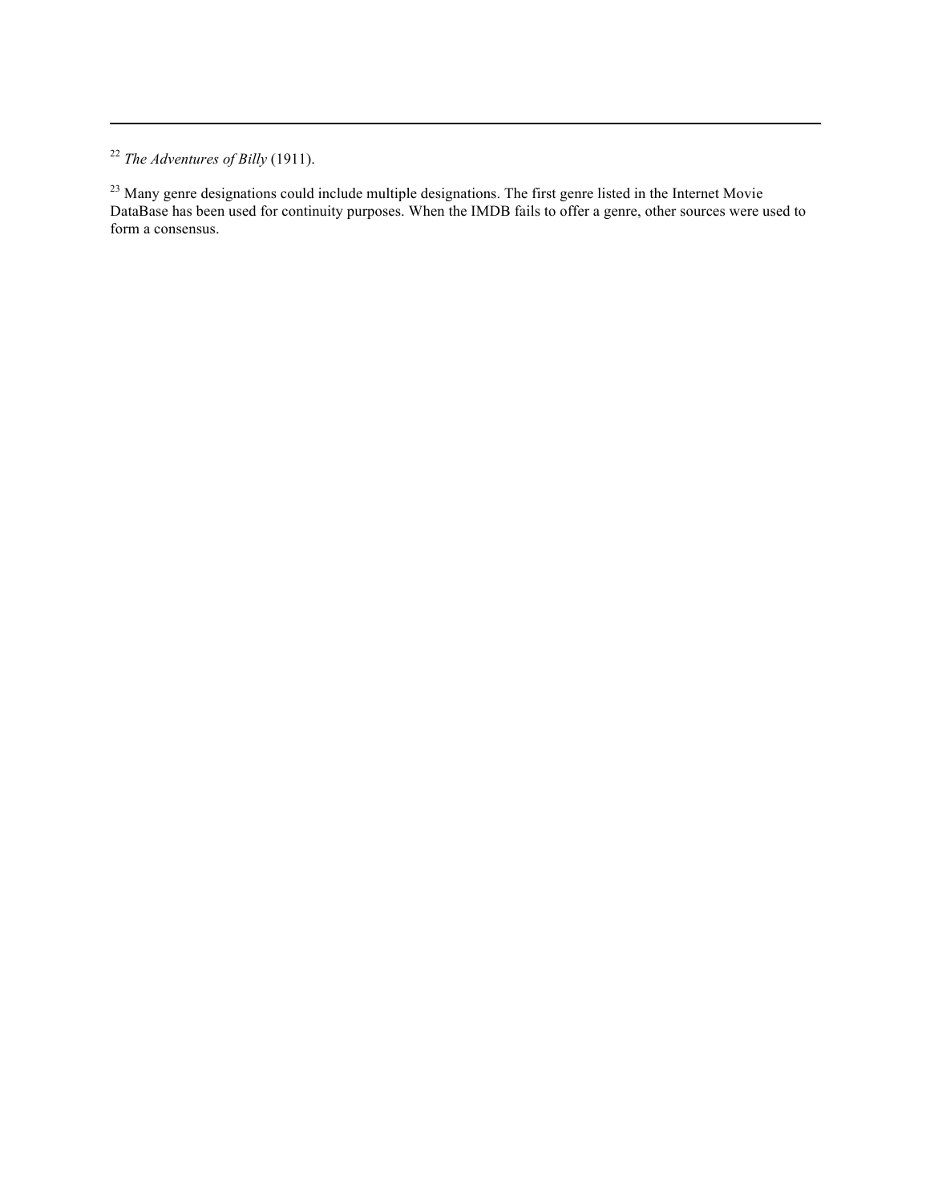---

[22] *The Adventures of Billy* (1911).

[23] Many genre designations could include multiple designations. The first genre listed in the Internet Movie DataBase has been used for continuity purposes. When the IMDB fails to offer a genre, other sources were used to form a consensus.